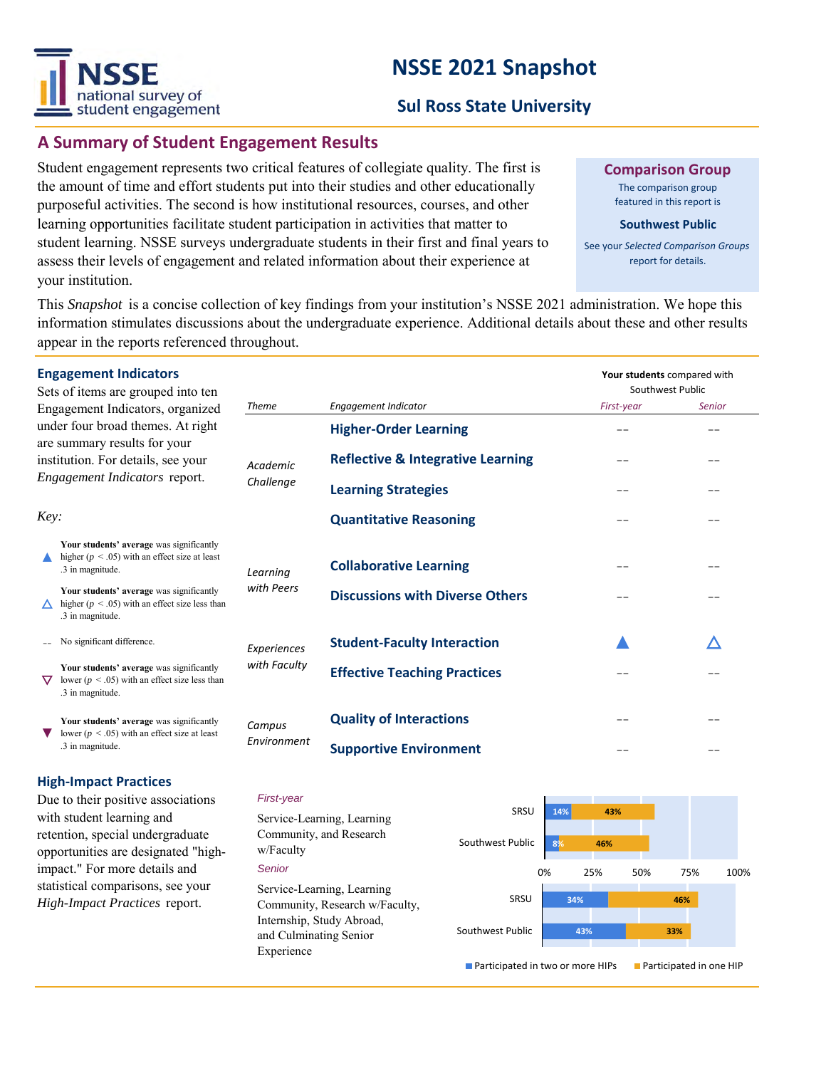# NSSE 2021 Snapshot

## Sul Ross State University

## A Summary of Student Engagement Results

Student engagement represents two critical features of collegiate quality. The first is the amount of time and effort students put into their studies and other educationally purposeful activities. The second is how institutional resources, courses, and other learning opportunities facilitate student participation in activities that matter to student learning. NSSE surveys undergraduate students in their first and final years to assess their levels of engagement and related information about their experience at your institution.

**Comparison Group**

The comparison group featured in this report is

**Southwest Public**

See your *Selected Comparison Groups* report for details.

This *Snapshot* is a concise collection of key findings from your institution's NSSE 2021 administration. We hope this information stimulates discussions about the undergraduate experience. Additional details about these and other results appear in the reports referenced throughout.

### Engagement Indicators

Sets of items are grouped into ten Engagement Indicators, organized under four broad themes. At right are summary results for your institution. For details, see your *Engagement Indicators* report.

*Key:*

- ▲ **Your students' average** was significantly higher ($p < .05$) with an effect size at least .3 in magnitude.
- △ **Your students' average** was significantly higher ($p < .05$) with an effect size less than .3 in magnitude.
- -- No significant difference.
- ▽ **Your students' average** was significantly lower ($p < .05$) with an effect size less than .3 in magnitude.
- ▼ **Your students' average** was significantly lower ($p < .05$) with an effect size at least .3 in magnitude.

**Your students** compared with Southwest Public

| *Theme* | *Engagement Indicator* | *First-year* | *Senior* |
|---|---|---|---|
| *Academic Challenge* | **Higher-Order Learning** | -- | -- |
| | **Reflective & Integrative Learning** | -- | -- |
| | **Learning Strategies** | -- | -- |
| | **Quantitative Reasoning** | -- | -- |
| *Learning with Peers* | **Collaborative Learning** | -- | -- |
| | **Discussions with Diverse Others** | -- | -- |
| *Experiences with Faculty* | **Student-Faculty Interaction** | ▲ | △ |
| | **Effective Teaching Practices** | -- | -- |
| *Campus Environment* | **Quality of Interactions** | -- | -- |
| | **Supportive Environment** | -- | -- |

### High-Impact Practices

Due to their positive associations with student learning and retention, special undergraduate opportunities are designated "high-impact." For more details and statistical comparisons, see your *High-Impact Practices* report.

*First-year*

Service-Learning, Learning Community, and Research w/Faculty

*Senior*

Service-Learning, Learning Community, Research w/Faculty, Internship, Study Abroad, and Culminating Senior Experience

| | | Participated in two or more HIPs | Participated in one HIP |
|---|---|---|---|
| First-year | SRSU | 14% | 43% |
| | Southwest Public | 8% | 46% |
| Senior | SRSU | 34% | 46% |
| | Southwest Public | 43% | 33% |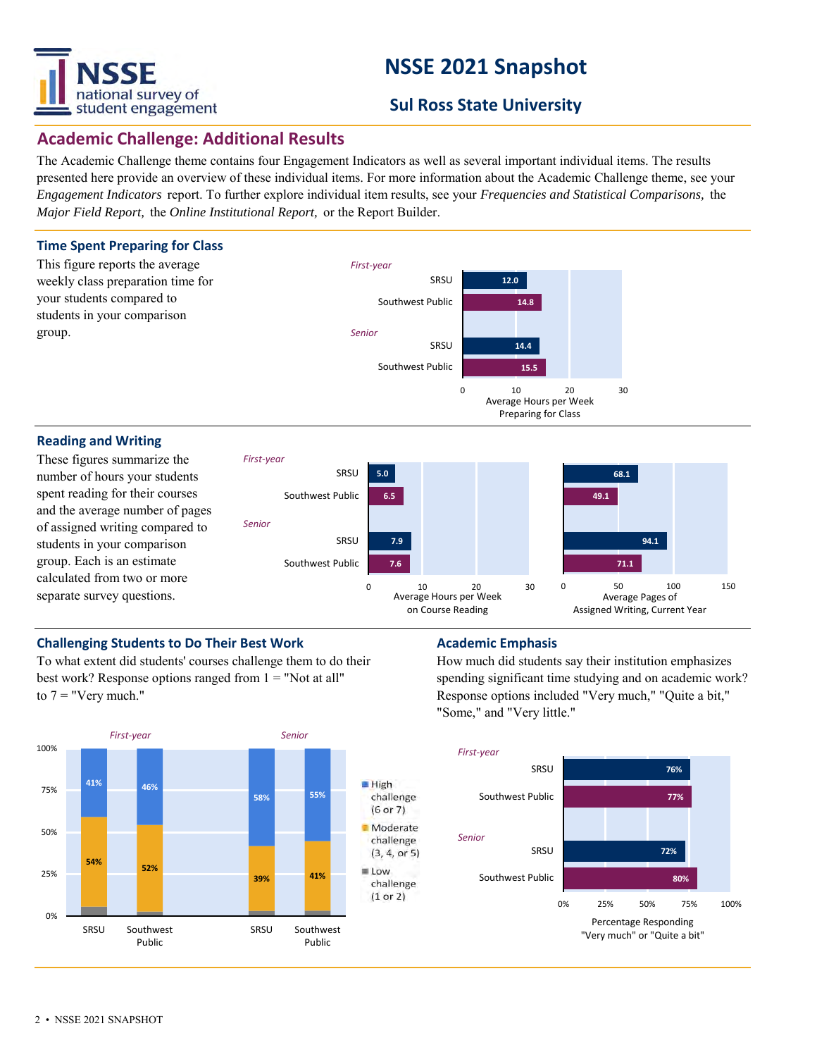# NSSE 2021 Snapshot

## Sul Ross State University

## Academic Challenge: Additional Results

The Academic Challenge theme contains four Engagement Indicators as well as several important individual items. The results presented here provide an overview of these individual items. For more information about the Academic Challenge theme, see your *Engagement Indicators* report. To further explore individual item results, see your *Frequencies and Statistical Comparisons,* the *Major Field Report,* the *Online Institutional Report,* or the Report Builder.

### Time Spent Preparing for Class

This figure reports the average weekly class preparation time for your students compared to students in your comparison group.

| | | Average Hours per Week Preparing for Class |
|---|---|---|
| *First-year* | SRSU | 12.0 |
| | Southwest Public | 14.8 |
| *Senior* | SRSU | 14.4 |
| | Southwest Public | 15.5 |

### Reading and Writing

These figures summarize the number of hours your students spent reading for their courses and the average number of pages of assigned writing compared to students in your comparison group. Each is an estimate calculated from two or more separate survey questions.

| | | Average Hours per Week on Course Reading | Average Pages of Assigned Writing, Current Year |
|---|---|---|---|
| *First-year* | SRSU | 5.0 | 68.1 |
| | Southwest Public | 6.5 | 49.1 |
| *Senior* | SRSU | 7.9 | 94.1 |
| | Southwest Public | 7.6 | 71.1 |

### Challenging Students to Do Their Best Work

To what extent did students' courses challenge them to do their best work? Response options ranged from 1 = "Not at all" to 7 = "Very much."

| | | High challenge (6 or 7) | Moderate challenge (3, 4, or 5) |
|---|---|---|---|
| *First-year* | SRSU | 41% | 54% |
| | Southwest Public | 46% | 52% |
| *Senior* | SRSU | 58% | 39% |
| | Southwest Public | 55% | 41% |

Low challenge (1 or 2)

### Academic Emphasis

How much did students say their institution emphasizes spending significant time studying and on academic work? Response options included "Very much," "Quite a bit," "Some," and "Very little."

| | | Percentage Responding "Very much" or "Quite a bit" |
|---|---|---|
| *First-year* | SRSU | 76% |
| | Southwest Public | 77% |
| *Senior* | SRSU | 72% |
| | Southwest Public | 80% |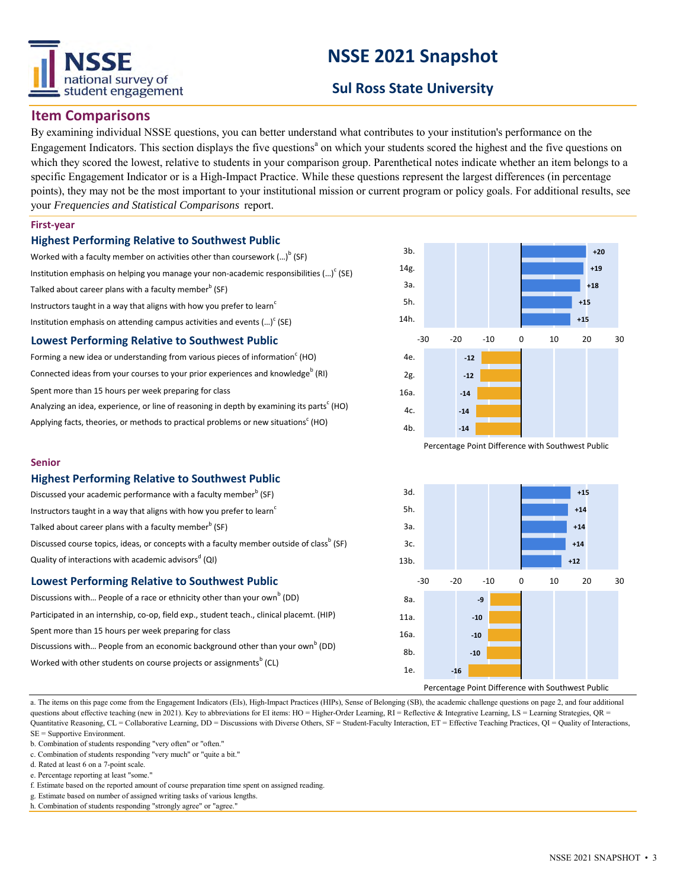# NSSE 2021 Snapshot

## Sul Ross State University

## Item Comparisons

By examining individual NSSE questions, you can better understand what contributes to your institution's performance on the Engagement Indicators. This section displays the five questions[a] on which your students scored the highest and the five questions on which they scored the lowest, relative to students in your comparison group. Parenthetical notes indicate whether an item belongs to a specific Engagement Indicator or is a High-Impact Practice. While these questions represent the largest differences (in percentage points), they may not be the most important to your institutional mission or current program or policy goals. For additional results, see your *Frequencies and Statistical Comparisons* report.

### First-year

#### Highest Performing Relative to Southwest Public

| Item | Question | Percentage Point Difference with Southwest Public |
|---|---|---|
| 3b. | Worked with a faculty member on activities other than coursework (...)[b] (SF) | +20 |
| 14g. | Institution emphasis on helping you manage your non-academic responsibilities (...)[c] (SE) | +19 |
| 3a. | Talked about career plans with a faculty member[b] (SF) | +18 |
| 5h. | Instructors taught in a way that aligns with how you prefer to learn[c] | +15 |
| 14h. | Institution emphasis on attending campus activities and events (...)[c] (SE) | +15 |

#### Lowest Performing Relative to Southwest Public

| Item | Question | Percentage Point Difference with Southwest Public |
|---|---|---|
| 4e. | Forming a new idea or understanding from various pieces of information[c] (HO) | -12 |
| 2g. | Connected ideas from your courses to your prior experiences and knowledge[b] (RI) | -12 |
| 16a. | Spent more than 15 hours per week preparing for class | -14 |
| 4c. | Analyzing an idea, experience, or line of reasoning in depth by examining its parts[c] (HO) | -14 |
| 4b. | Applying facts, theories, or methods to practical problems or new situations[c] (HO) | -14 |

### Senior

#### Highest Performing Relative to Southwest Public

| Item | Question | Percentage Point Difference with Southwest Public |
|---|---|---|
| 3d. | Discussed your academic performance with a faculty member[b] (SF) | +15 |
| 5h. | Instructors taught in a way that aligns with how you prefer to learn[c] | +14 |
| 3a. | Talked about career plans with a faculty member[b] (SF) | +14 |
| 3c. | Discussed course topics, ideas, or concepts with a faculty member outside of class[b] (SF) | +14 |
| 13b. | Quality of interactions with academic advisors[d] (QI) | +12 |

#### Lowest Performing Relative to Southwest Public

| Item | Question | Percentage Point Difference with Southwest Public |
|---|---|---|
| 8a. | Discussions with... People of a race or ethnicity other than your own[b] (DD) | -9 |
| 11a. | Participated in an internship, co-op, field exp., student teach., clinical placemt. (HIP) | -10 |
| 16a. | Spent more than 15 hours per week preparing for class | -10 |
| 8b. | Discussions with... People from an economic background other than your own[b] (DD) | -10 |
| 1e. | Worked with other students on course projects or assignments[b] (CL) | -16 |

a. The items on this page come from the Engagement Indicators (EIs), High-Impact Practices (HIPs), Sense of Belonging (SB), the academic challenge questions on page 2, and four additional questions about effective teaching (new in 2021). Key to abbreviations for EI items: HO = Higher-Order Learning, RI = Reflective & Integrative Learning, LS = Learning Strategies, QR = Quantitative Reasoning, CL = Collaborative Learning, DD = Discussions with Diverse Others, SF = Student-Faculty Interaction, ET = Effective Teaching Practices, QI = Quality of Interactions, SE = Supportive Environment.

b. Combination of students responding "very often" or "often."

c. Combination of students responding "very much" or "quite a bit."

d. Rated at least 6 on a 7-point scale.

e. Percentage reporting at least "some."

f. Estimate based on the reported amount of course preparation time spent on assigned reading.

g. Estimate based on number of assigned writing tasks of various lengths.

h. Combination of students responding "strongly agree" or "agree."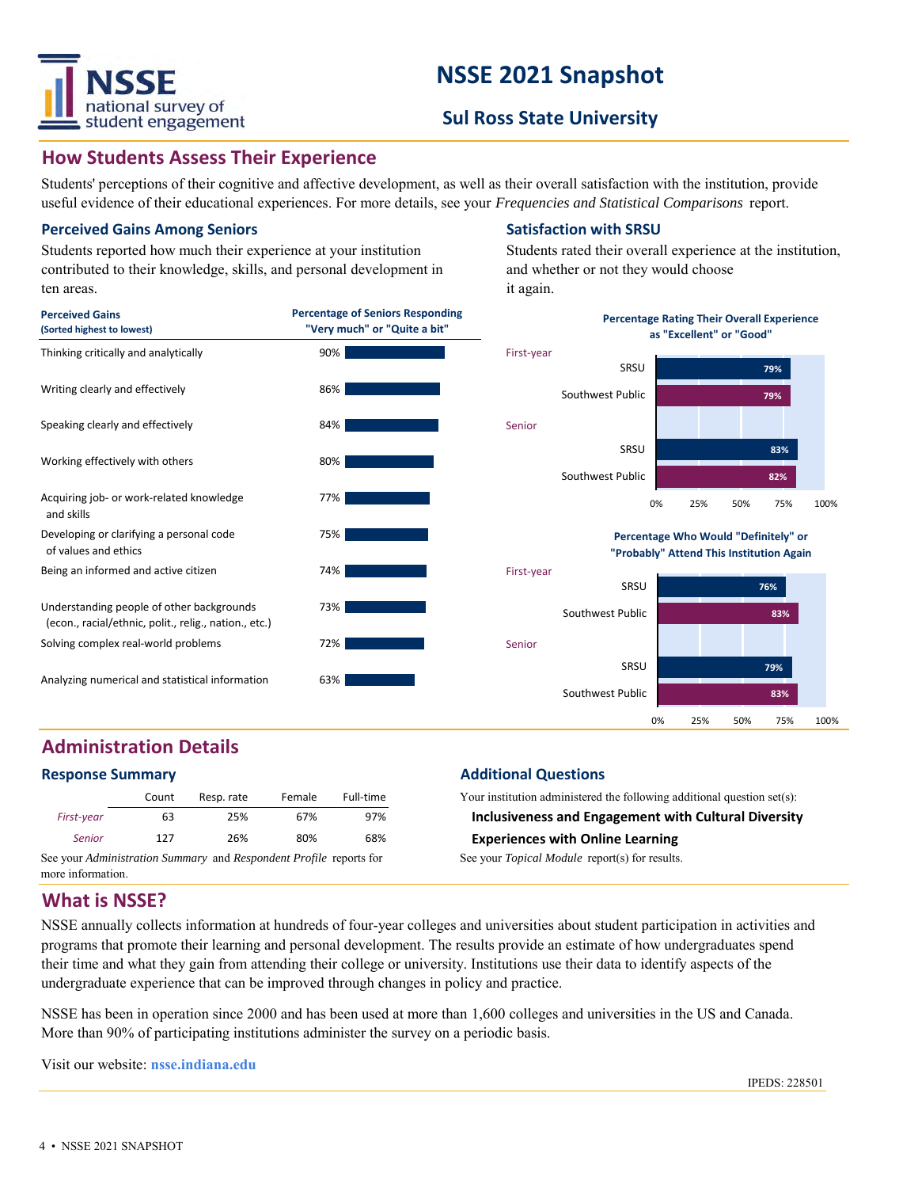# NSSE 2021 Snapshot

## Sul Ross State University

## How Students Assess Their Experience

Students' perceptions of their cognitive and affective development, as well as their overall satisfaction with the institution, provide useful evidence of their educational experiences. For more details, see your *Frequencies and Statistical Comparisons* report.

### Perceived Gains Among Seniors

Students reported how much their experience at your institution contributed to their knowledge, skills, and personal development in ten areas.

**Perceived Gains** (Sorted highest to lowest)

**Percentage of Seniors Responding "Very much" or "Quite a bit"**

Thinking critically and analytically 90%

Writing clearly and effectively 86%

Speaking clearly and effectively 84%

Working effectively with others 80%

Acquiring job- or work-related knowledge and skills 77%

Developing or clarifying a personal code of values and ethics 75%

Being an informed and active citizen 74%

Understanding people of other backgrounds (econ., racial/ethnic, polit., relig., nation., etc.) 73%

Solving complex real-world problems 72%

Analyzing numerical and statistical information 63%

### Satisfaction with SRSU

Students rated their overall experience at the institution, and whether or not they would choose it again.

**Percentage Rating Their Overall Experience as "Excellent" or "Good"**

First-year

SRSU 79%

Southwest Public 79%

Senior

SRSU 83%

Southwest Public 82%

0% 25% 50% 75% 100%

**Percentage Who Would "Definitely" or "Probably" Attend This Institution Again**

First-year

SRSU 76%

Southwest Public 83%

Senior

SRSU 79%

Southwest Public 83%

0% 25% 50% 75% 100%

## Administration Details

### Response Summary

| | Count | Resp. rate | Female | Full-time |
|---|---|---|---|---|
| *First-year* | 63 | 25% | 67% | 97% |
| *Senior* | 127 | 26% | 80% | 68% |

See your *Administration Summary* and *Respondent Profile* reports for more information.

### Additional Questions

Your institution administered the following additional question set(s):

**Inclusiveness and Engagement with Cultural Diversity**

**Experiences with Online Learning**

See your *Topical Module* report(s) for results.

## What is NSSE?

NSSE annually collects information at hundreds of four-year colleges and universities about student participation in activities and programs that promote their learning and personal development. The results provide an estimate of how undergraduates spend their time and what they gain from attending their college or university. Institutions use their data to identify aspects of the undergraduate experience that can be improved through changes in policy and practice.

NSSE has been in operation since 2000 and has been used at more than 1,600 colleges and universities in the US and Canada. More than 90% of participating institutions administer the survey on a periodic basis.

Visit our website: **nsse.indiana.edu**

IPEDS: 228501